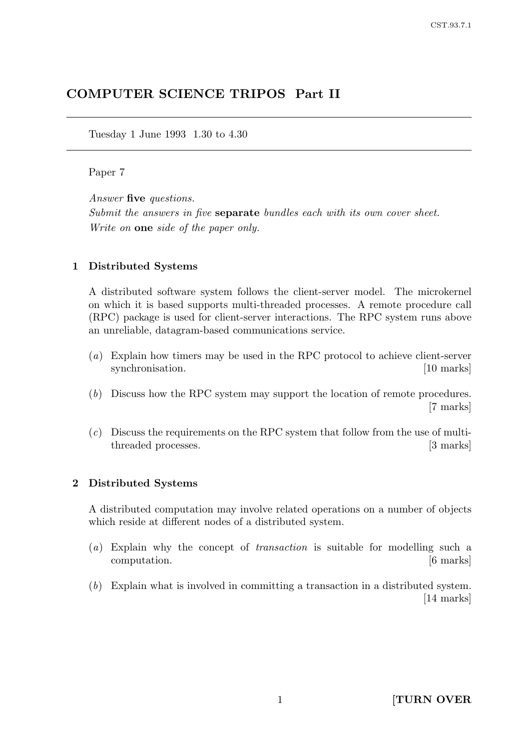# COMPUTER SCIENCE TRIPOS Part II

Tuesday 1 June 1993 1.30 to 4.30

Paper 7

*Answer* **five** *questions.*
*Submit the answers in five* **separate** *bundles each with its own cover sheet.*
*Write on* **one** *side of the paper only.*

## 1 Distributed Systems

A distributed software system follows the client-server model. The microkernel on which it is based supports multi-threaded processes. A remote procedure call (RPC) package is used for client-server interactions. The RPC system runs above an unreliable, datagram-based communications service.

(*a*) Explain how timers may be used in the RPC protocol to achieve client-server synchronisation. [10 marks]

(*b*) Discuss how the RPC system may support the location of remote procedures. [7 marks]

(*c*) Discuss the requirements on the RPC system that follow from the use of multi-threaded processes. [3 marks]

## 2 Distributed Systems

A distributed computation may involve related operations on a number of objects which reside at different nodes of a distributed system.

(*a*) Explain why the concept of *transaction* is suitable for modelling such a computation. [6 marks]

(*b*) Explain what is involved in committing a transaction in a distributed system. [14 marks]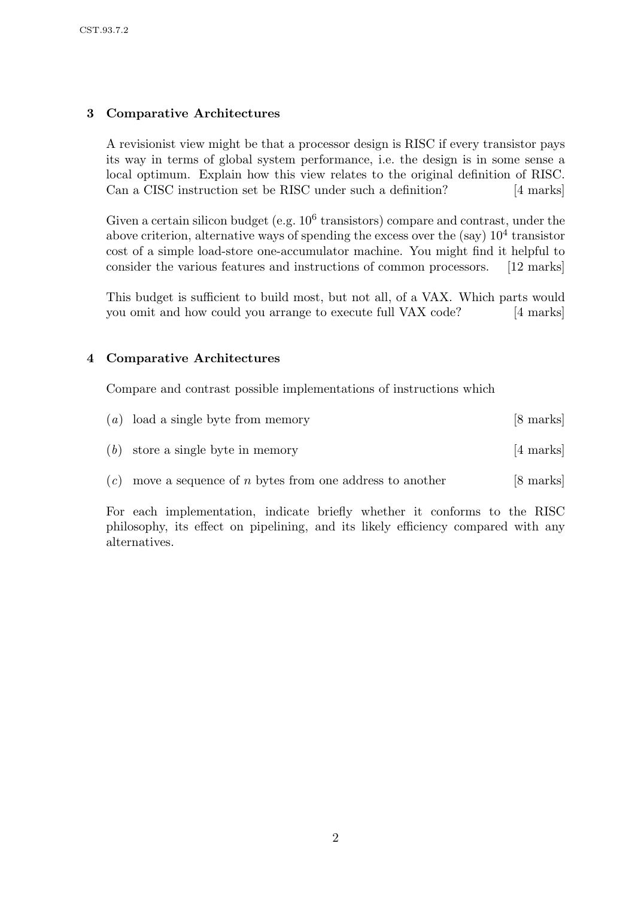## 3 Comparative Architectures

A revisionist view might be that a processor design is RISC if every transistor pays its way in terms of global system performance, i.e. the design is in some sense a local optimum. Explain how this view relates to the original definition of RISC. Can a CISC instruction set be RISC under such a definition? [4 marks]

Given a certain silicon budget (e.g. $10^6$ transistors) compare and contrast, under the above criterion, alternative ways of spending the excess over the (say) $10^4$ transistor cost of a simple load-store one-accumulator machine. You might find it helpful to consider the various features and instructions of common processors. [12 marks]

This budget is sufficient to build most, but not all, of a VAX. Which parts would you omit and how could you arrange to execute full VAX code? [4 marks]

## 4 Comparative Architectures

Compare and contrast possible implementations of instructions which

(*a*) load a single byte from memory [8 marks]

(*b*) store a single byte in memory [4 marks]

(*c*) move a sequence of $n$ bytes from one address to another [8 marks]

For each implementation, indicate briefly whether it conforms to the RISC philosophy, its effect on pipelining, and its likely efficiency compared with any alternatives.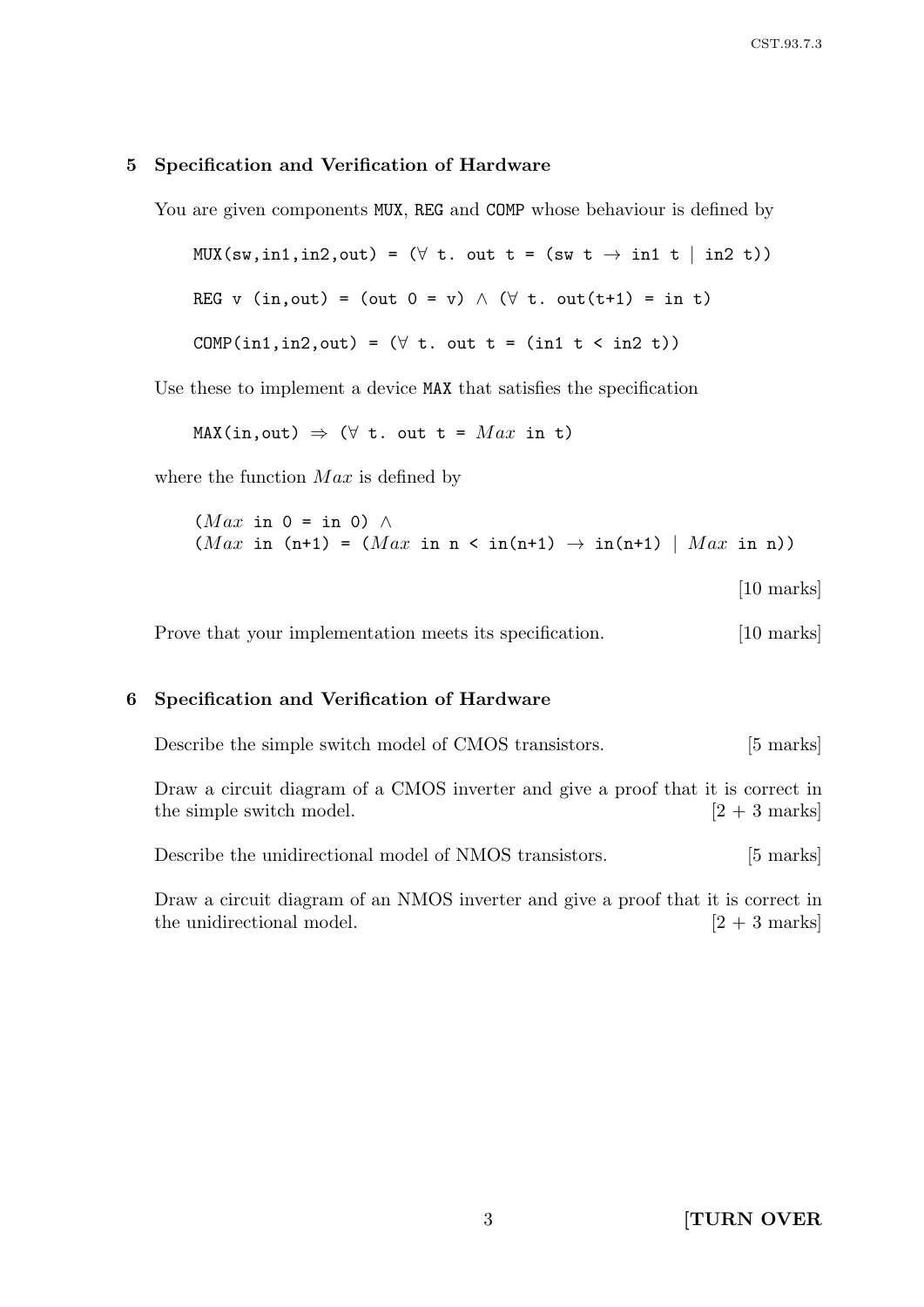## 5 Specification and Verification of Hardware

You are given components MUX, REG and COMP whose behaviour is defined by

```
MUX(sw,in1,in2,out) = (∀ t. out t = (sw t → in1 t | in2 t))

REG v (in,out) = (out 0 = v) ∧ (∀ t. out(t+1) = in t)

COMP(in1,in2,out) = (∀ t. out t = (in1 t < in2 t))
```

Use these to implement a device MAX that satisfies the specification

```
MAX(in,out) ⇒ (∀ t. out t = Max in t)
```

where the function *Max* is defined by

```
(Max in 0 = in 0) ∧
(Max in (n+1) = (Max in n < in(n+1) → in(n+1) | Max in n))
```

[10 marks]

Prove that your implementation meets its specification. [10 marks]

## 6 Specification and Verification of Hardware

Describe the simple switch model of CMOS transistors. [5 marks]

Draw a circuit diagram of a CMOS inverter and give a proof that it is correct in the simple switch model. [2 + 3 marks]

Describe the unidirectional model of NMOS transistors. [5 marks]

Draw a circuit diagram of an NMOS inverter and give a proof that it is correct in the unidirectional model. [2 + 3 marks]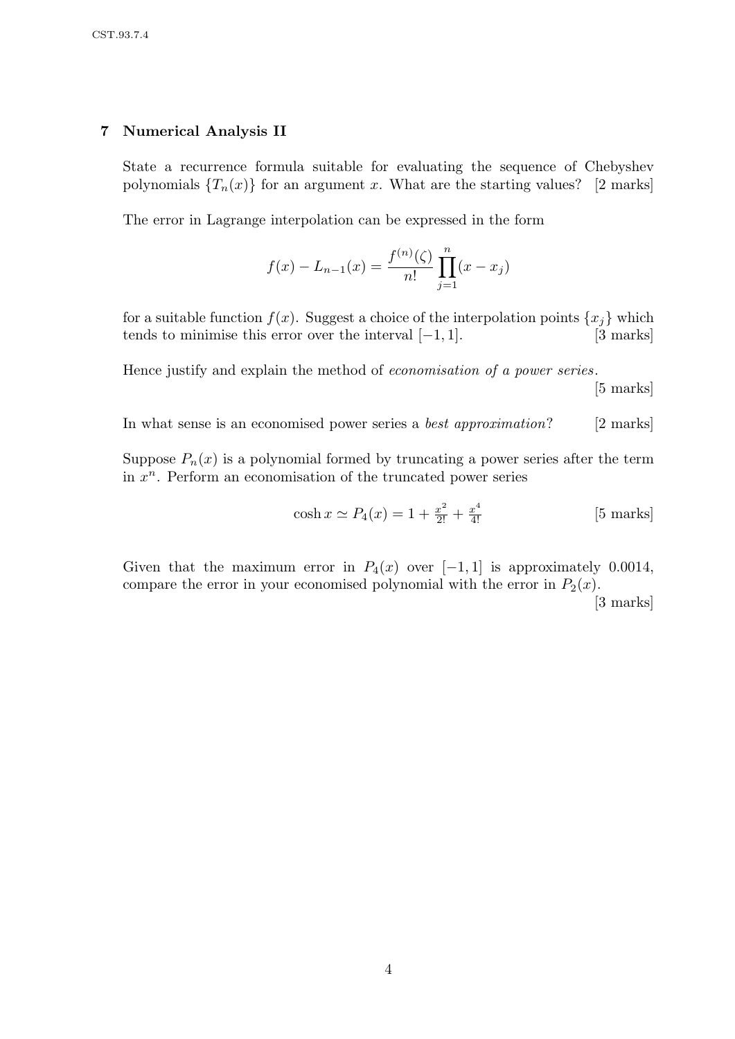## 7 Numerical Analysis II

State a recurrence formula suitable for evaluating the sequence of Chebyshev polynomials $\{T_n(x)\}$ for an argument $x$. What are the starting values? [2 marks]

The error in Lagrange interpolation can be expressed in the form

$$f(x) - L_{n-1}(x) = \frac{f^{(n)}(\zeta)}{n!} \prod_{j=1}^{n} (x - x_j)$$

for a suitable function $f(x)$. Suggest a choice of the interpolation points $\{x_j\}$ which tends to minimise this error over the interval $[-1, 1]$. [3 marks]

Hence justify and explain the method of *economisation of a power series*. [5 marks]

In what sense is an economised power series a *best approximation*? [2 marks]

Suppose $P_n(x)$ is a polynomial formed by truncating a power series after the term in $x^n$. Perform an economisation of the truncated power series

$$\cosh x \simeq P_4(x) = 1 + \tfrac{x^2}{2!} + \tfrac{x^4}{4!} \qquad \text{[5 marks]}$$

Given that the maximum error in $P_4(x)$ over $[-1, 1]$ is approximately 0.0014, compare the error in your economised polynomial with the error in $P_2(x)$. [3 marks]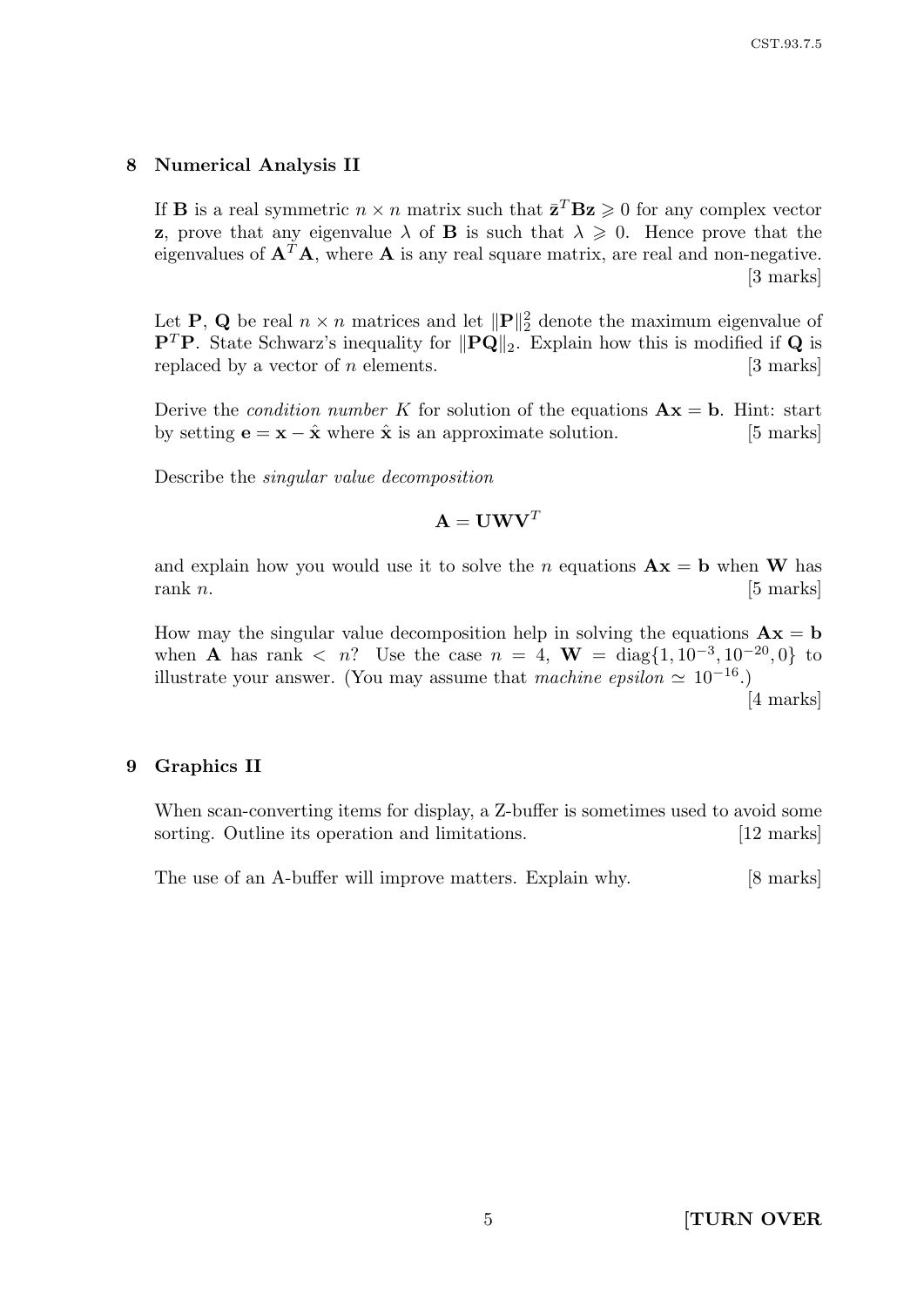## 8 Numerical Analysis II

If $\mathbf{B}$ is a real symmetric $n \times n$ matrix such that $\bar{\mathbf{z}}^T \mathbf{B} \mathbf{z} \geqslant 0$ for any complex vector $\mathbf{z}$, prove that any eigenvalue $\lambda$ of $\mathbf{B}$ is such that $\lambda \geqslant 0$. Hence prove that the eigenvalues of $\mathbf{A}^T \mathbf{A}$, where $\mathbf{A}$ is any real square matrix, are real and non-negative. [3 marks]

Let $\mathbf{P}$, $\mathbf{Q}$ be real $n \times n$ matrices and let $\|\mathbf{P}\|_2^2$ denote the maximum eigenvalue of $\mathbf{P}^T \mathbf{P}$. State Schwarz's inequality for $\|\mathbf{PQ}\|_2$. Explain how this is modified if $\mathbf{Q}$ is replaced by a vector of $n$ elements. [3 marks]

Derive the *condition number* $K$ for solution of the equations $\mathbf{Ax} = \mathbf{b}$. Hint: start by setting $\mathbf{e} = \mathbf{x} - \hat{\mathbf{x}}$ where $\hat{\mathbf{x}}$ is an approximate solution. [5 marks]

Describe the *singular value decomposition*

$$\mathbf{A} = \mathbf{U} \mathbf{W} \mathbf{V}^T$$

and explain how you would use it to solve the $n$ equations $\mathbf{Ax} = \mathbf{b}$ when $\mathbf{W}$ has rank $n$. [5 marks]

How may the singular value decomposition help in solving the equations $\mathbf{Ax} = \mathbf{b}$ when $\mathbf{A}$ has rank $< n$? Use the case $n = 4$, $\mathbf{W} = \mathrm{diag}\{1, 10^{-3}, 10^{-20}, 0\}$ to illustrate your answer. (You may assume that *machine epsilon* $\simeq 10^{-16}$.) [4 marks]

## 9 Graphics II

When scan-converting items for display, a Z-buffer is sometimes used to avoid some sorting. Outline its operation and limitations. [12 marks]

The use of an A-buffer will improve matters. Explain why. [8 marks]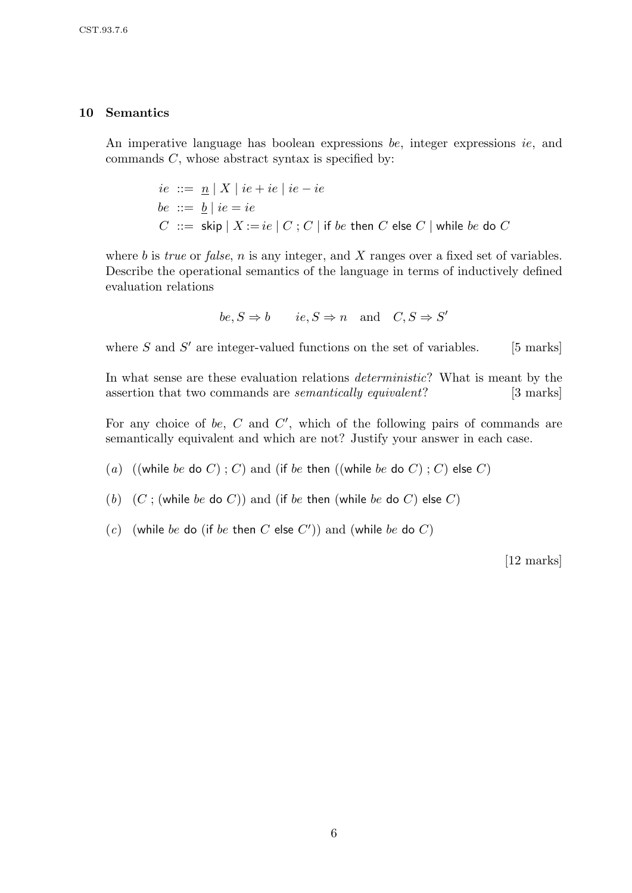## 10 Semantics

An imperative language has boolean expressions $be$, integer expressions $ie$, and commands $C$, whose abstract syntax is specified by:

$$
\begin{aligned}
ie &::= \underline{n} \mid X \mid ie + ie \mid ie - ie \\
be &::= \underline{b} \mid ie = ie \\
C &::= \mathsf{skip} \mid X := ie \mid C \,;\, C \mid \mathsf{if}\ be\ \mathsf{then}\ C\ \mathsf{else}\ C \mid \mathsf{while}\ be\ \mathsf{do}\ C
\end{aligned}
$$

where $b$ is *true* or *false*, $n$ is any integer, and $X$ ranges over a fixed set of variables. Describe the operational semantics of the language in terms of inductively defined evaluation relations

$$be, S \Rightarrow b \qquad ie, S \Rightarrow n \quad \text{and} \quad C, S \Rightarrow S'$$

where $S$ and $S'$ are integer-valued functions on the set of variables. [5 marks]

In what sense are these evaluation relations *deterministic*? What is meant by the assertion that two commands are *semantically equivalent*? [3 marks]

For any choice of $be$, $C$ and $C'$, which of the following pairs of commands are semantically equivalent and which are not? Justify your answer in each case.

(*a*) ((while $be$ do $C$) ; $C$) and (if $be$ then ((while $be$ do $C$) ; $C$) else $C$)

(*b*) ($C$ ; (while $be$ do $C$)) and (if $be$ then (while $be$ do $C$) else $C$)

(*c*) (while $be$ do (if $be$ then $C$ else $C'$)) and (while $be$ do $C$)

[12 marks]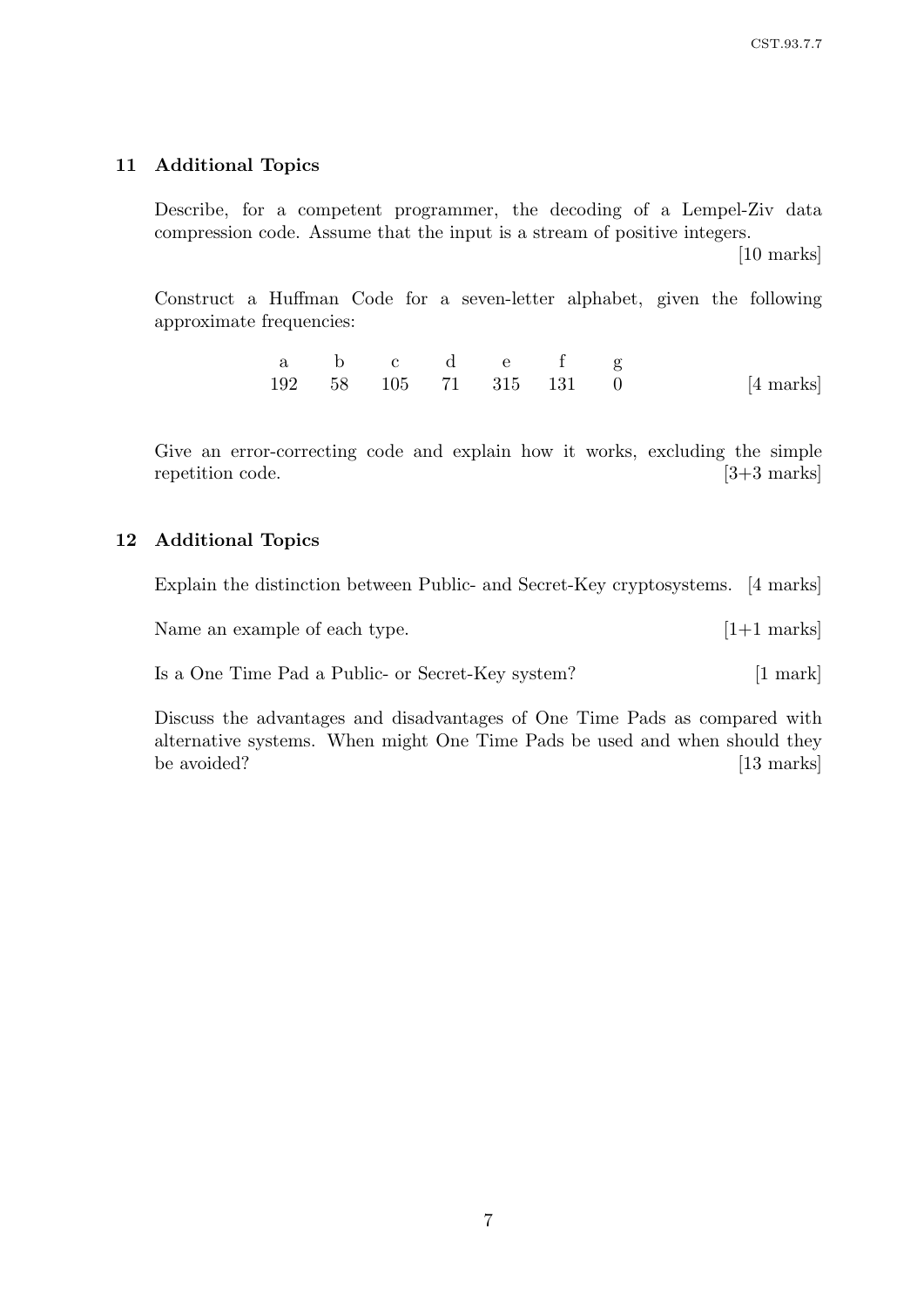## 11 Additional Topics

Describe, for a competent programmer, the decoding of a Lempel-Ziv data compression code. Assume that the input is a stream of positive integers.

[10 marks]

Construct a Huffman Code for a seven-letter alphabet, given the following approximate frequencies:

| a | b | c | d | e | f | g | |
|---|---|---|---|---|---|---|---|
| 192 | 58 | 105 | 71 | 315 | 131 | 0 | [4 marks] |

Give an error-correcting code and explain how it works, excluding the simple repetition code. [3+3 marks]

## 12 Additional Topics

Explain the distinction between Public- and Secret-Key cryptosystems. [4 marks]

Name an example of each type. [1+1 marks]

Is a One Time Pad a Public- or Secret-Key system? [1 mark]

Discuss the advantages and disadvantages of One Time Pads as compared with alternative systems. When might One Time Pads be used and when should they be avoided? [13 marks]